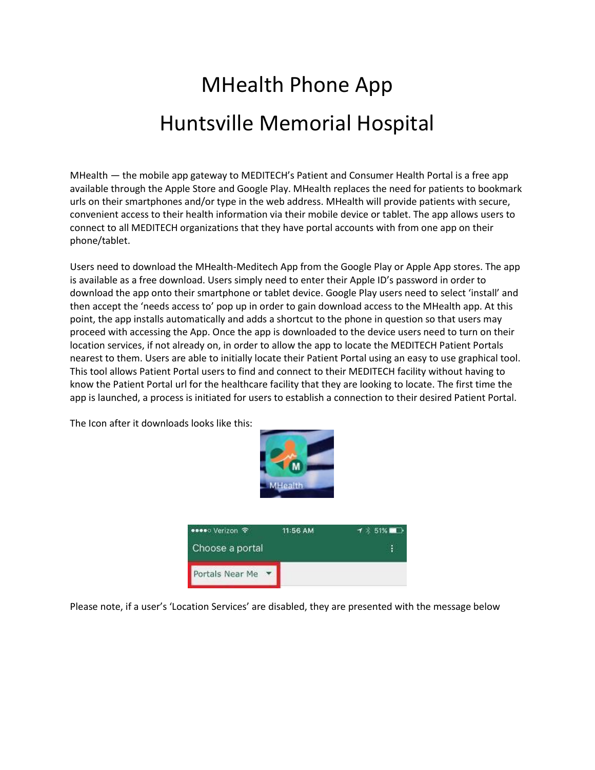# MHealth Phone App

# Huntsville Memorial Hospital

MHealth — the mobile app gateway to MEDITECH's Patient and Consumer Health Portal is a free app available through the Apple Store and Google Play. MHealth replaces the need for patients to bookmark urls on their smartphones and/or type in the web address. MHealth will provide patients with secure, convenient access to their health information via their mobile device or tablet. The app allows users to connect to all MEDITECH organizations that they have portal accounts with from one app on their phone/tablet.

Users need to download the MHealth-Meditech App from the Google Play or Apple App stores. The app is available as a free download. Users simply need to enter their Apple ID's password in order to download the app onto their smartphone or tablet device. Google Play users need to select 'install' and then accept the 'needs access to' pop up in order to gain download access to the MHealth app. At this point, the app installs automatically and adds a shortcut to the phone in question so that users may proceed with accessing the App. Once the app is downloaded to the device users need to turn on their location services, if not already on, in order to allow the app to locate the MEDITECH Patient Portals nearest to them. Users are able to initially locate their Patient Portal using an easy to use graphical tool. This tool allows Patient Portal users to find and connect to their MEDITECH facility without having to know the Patient Portal url for the healthcare facility that they are looking to locate. The first time the app is launched, a process is initiated for users to establish a connection to their desired Patient Portal.

The Icon after it downloads looks like this:

Please note, if a user's 'Location Services' are disabled, they are presented with the message below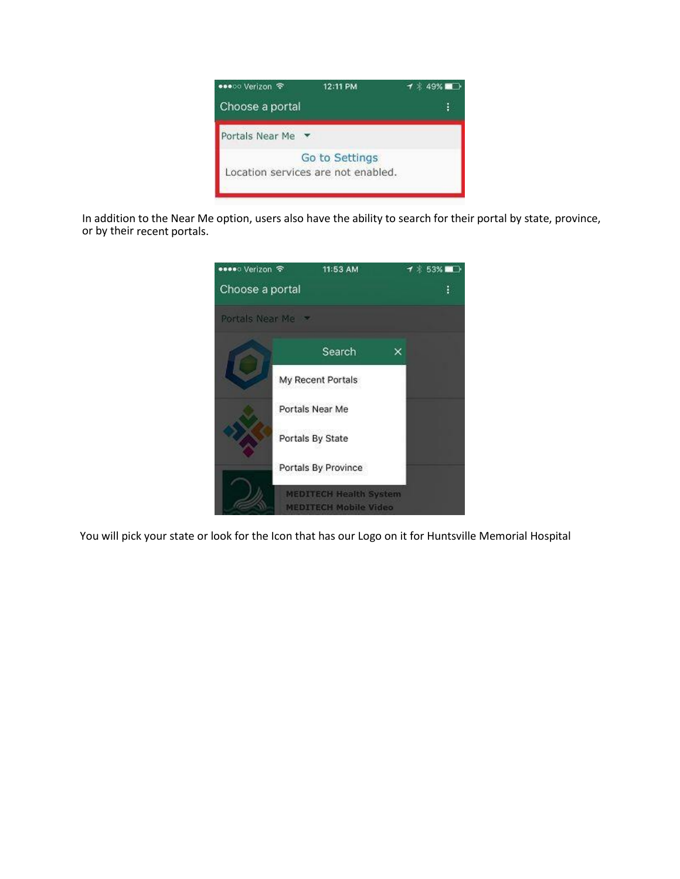In addition to the Near Me option, users also have the ability to search for their portal by state, province, or by their recent portals.

You will pick your state or look for the Icon that has our Logo on it for Huntsville Memorial Hospital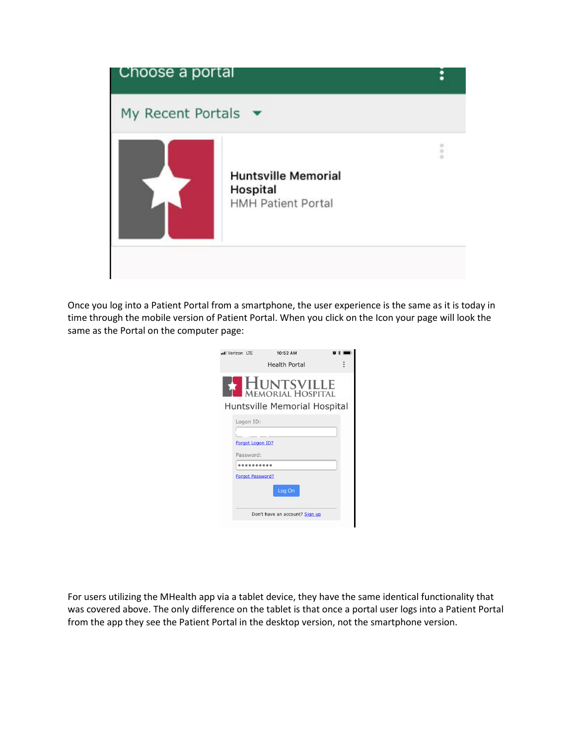Once you log into a Patient Portal from a smartphone, the user experience is the same as it is today in time through the mobile version of Patient Portal. When you click on the Icon your page will look the same as the Portal on the computer page:

For users utilizing the MHealth app via a tablet device, they have the same identical functionality that was covered above. The only difference on the tablet is that once a portal user logs into a Patient Portal from the app they see the Patient Portal in the desktop version, not the smartphone version.